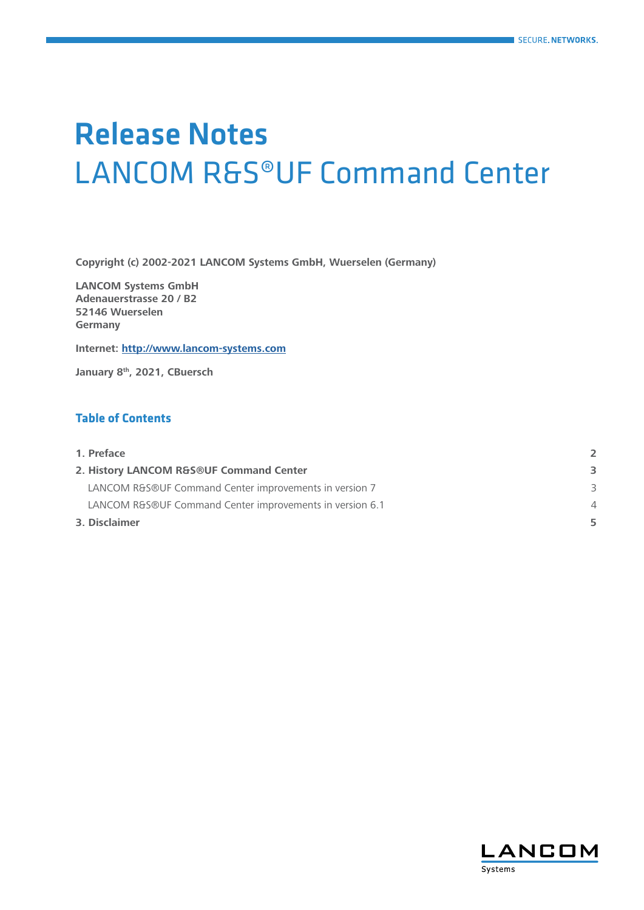# Release Notes

## LANCOM R&S®UF Command Center

**Copyright (c) 2002-2021 LANCOM Systems GmbH, Wuerselen (Germany)**

**LANCOM Systems GmbH**
**Adenauerstrasse 20 / B2**
**52146 Wuerselen**
**Germany**

**Internet: [http://www.lancom-systems.com](http://www.lancom-systems.com)**

**January 8th, 2021, CBuersch**

### Table of Contents

| | |
|---|---|
| **1. Preface** | **2** |
| **2. History LANCOM R&S®UF Command Center** | **3** |
| LANCOM R&S®UF Command Center improvements in version 7 | 3 |
| LANCOM R&S®UF Command Center improvements in version 6.1 | 4 |
| **3. Disclaimer** | **5** |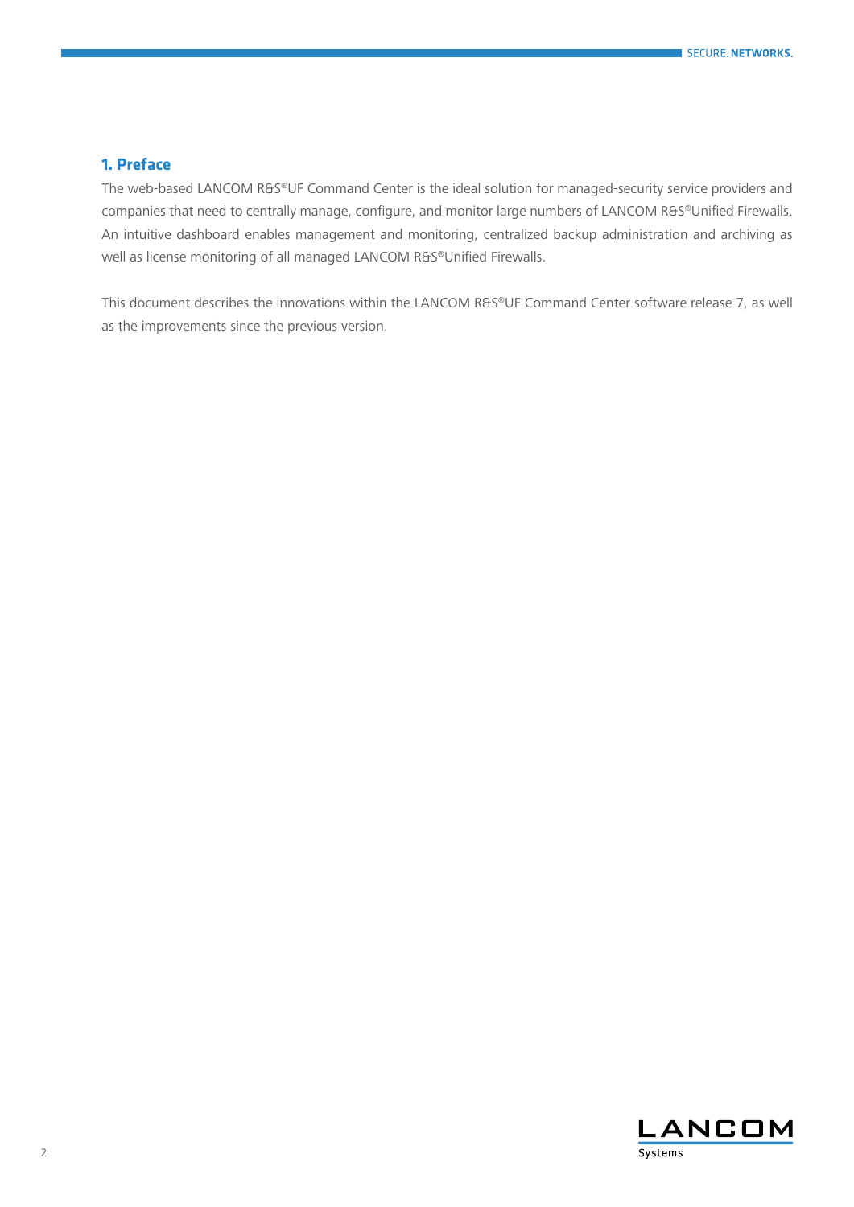## 1. Preface

The web-based LANCOM R&S®UF Command Center is the ideal solution for managed-security service providers and companies that need to centrally manage, configure, and monitor large numbers of LANCOM R&S®Unified Firewalls. An intuitive dashboard enables management and monitoring, centralized backup administration and archiving as well as license monitoring of all managed LANCOM R&S®Unified Firewalls.

This document describes the innovations within the LANCOM R&S®UF Command Center software release 7, as well as the improvements since the previous version.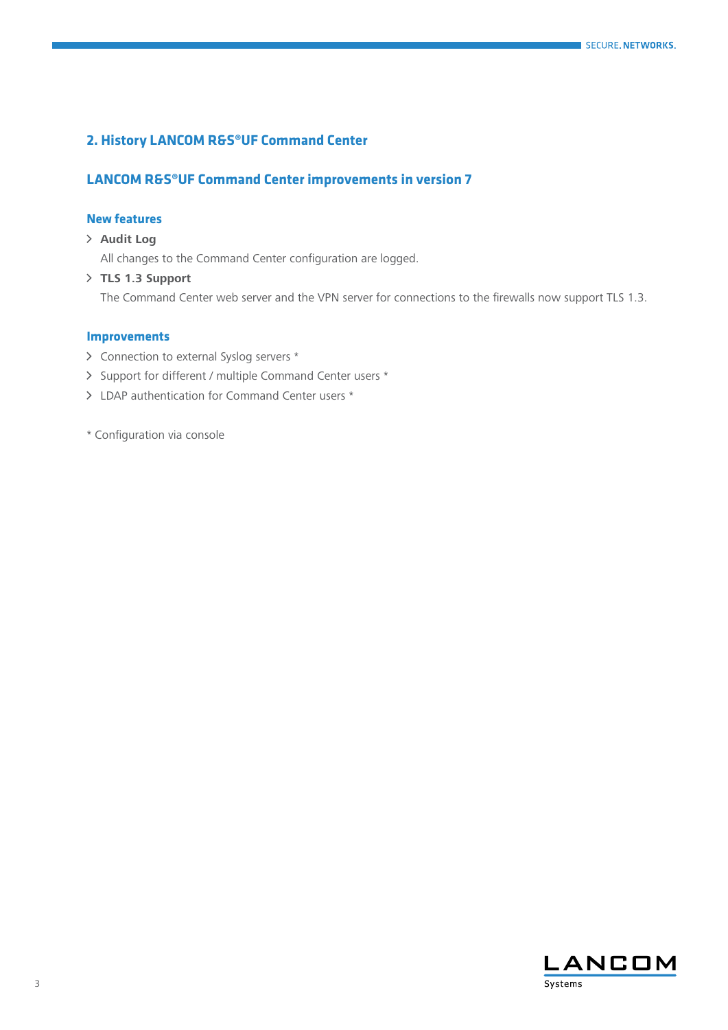## 2. History LANCOM R&S®UF Command Center

### LANCOM R&S®UF Command Center improvements in version 7

#### New features

- **Audit Log**

  All changes to the Command Center configuration are logged.

- **TLS 1.3 Support**

  The Command Center web server and the VPN server for connections to the firewalls now support TLS 1.3.

#### Improvements

- Connection to external Syslog servers *
- Support for different / multiple Command Center users *
- LDAP authentication for Command Center users *

\* Configuration via console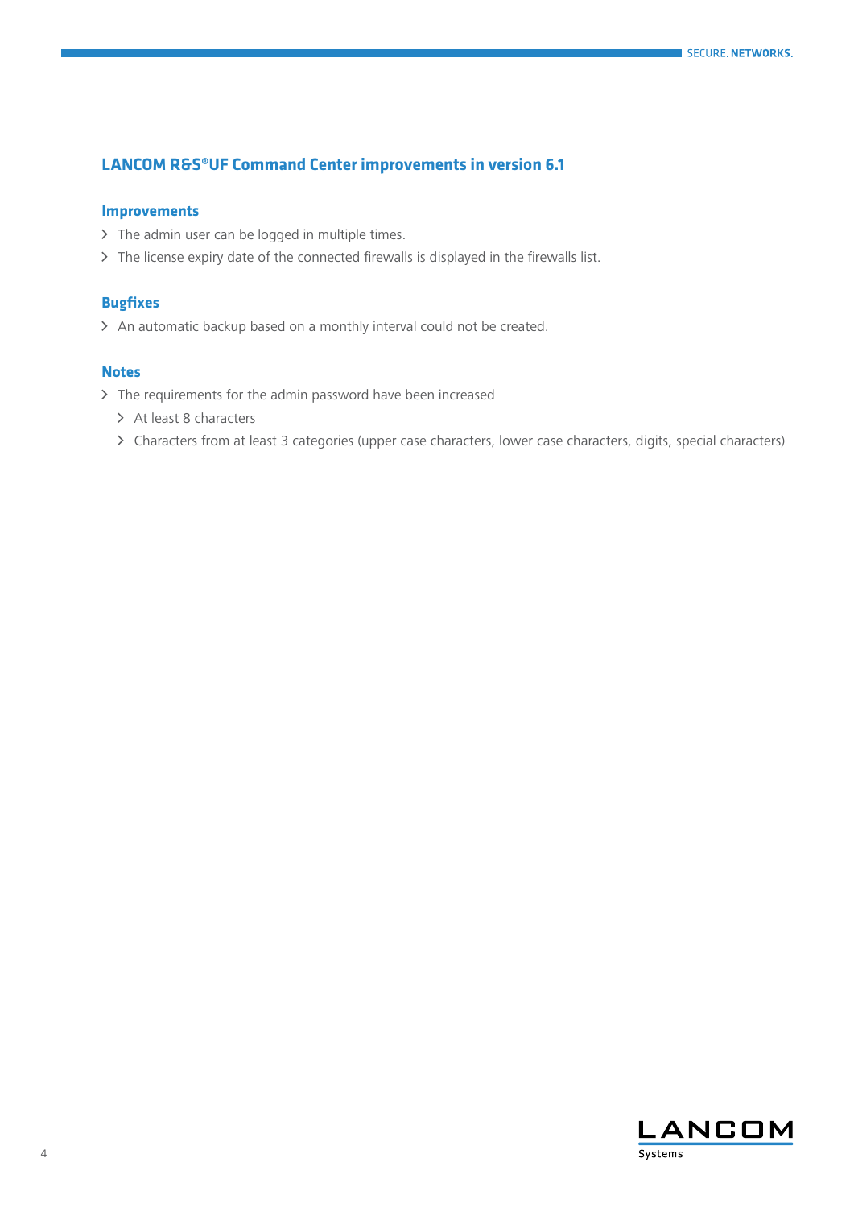## LANCOM R&S®UF Command Center improvements in version 6.1

### Improvements

- The admin user can be logged in multiple times.
- The license expiry date of the connected firewalls is displayed in the firewalls list.

### Bugfixes

- An automatic backup based on a monthly interval could not be created.

### Notes

- The requirements for the admin password have been increased
  - At least 8 characters
  - Characters from at least 3 categories (upper case characters, lower case characters, digits, special characters)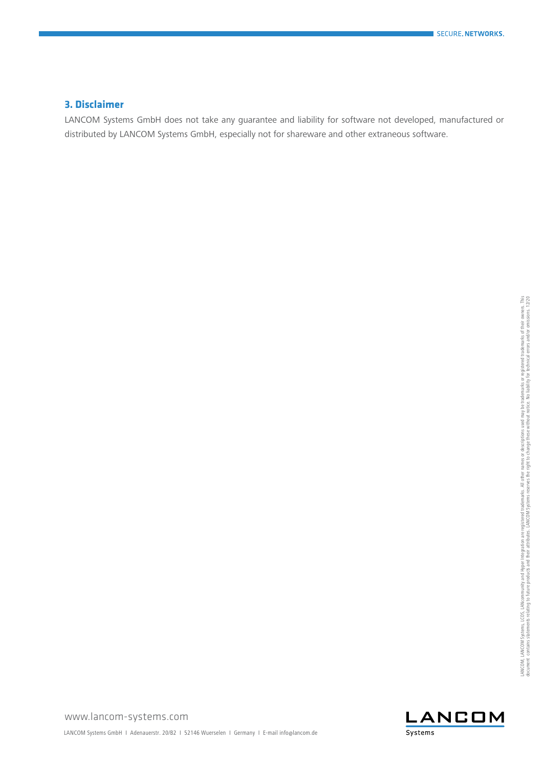## 3. Disclaimer

LANCOM Systems GmbH does not take any guarantee and liability for software not developed, manufactured or distributed by LANCOM Systems GmbH, especially not for shareware and other extraneous software.

LANCOM, LANCOM Systems, LCOS, LANcommunity and Hyper Integration are registered trademarks. All other names or descriptions used may be trademarks or registered trademarks of their owners. This document contains statements relating to future products and their attributes. LANCOM Systems reserves the right to change these without notice. No liability for technical errors and/or omissions. 12/20

www.lancom-systems.com

LANCOM Systems GmbH I Adenauerstr. 20/B2 I 52146 Wuerselen I Germany I E-mail info@lancom.de